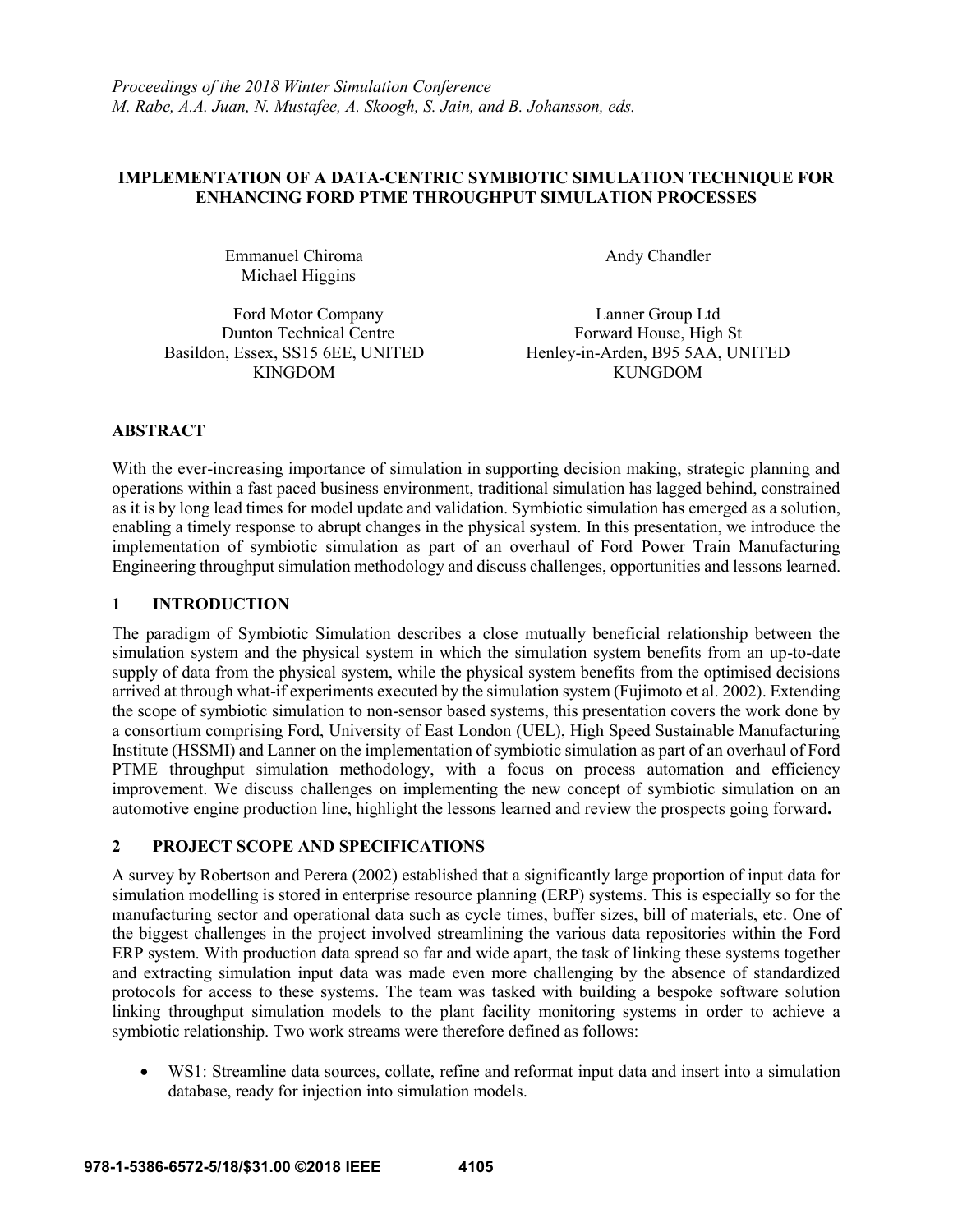*Proceedings of the 2018 Winter Simulation Conference*
*M. Rabe, A.A. Juan, N. Mustafee, A. Skoogh, S. Jain, and B. Johansson, eds.*

# IMPLEMENTATION OF A DATA-CENTRIC SYMBIOTIC SIMULATION TECHNIQUE FOR ENHANCING FORD PTME THROUGHPUT SIMULATION PROCESSES

Emmanuel Chiroma
Michael Higgins

Ford Motor Company
Dunton Technical Centre
Basildon, Essex, SS15 6EE, UNITED KINGDOM

Andy Chandler

Lanner Group Ltd
Forward House, High St
Henley-in-Arden, B95 5AA, UNITED KUNGDOM

## ABSTRACT

With the ever-increasing importance of simulation in supporting decision making, strategic planning and operations within a fast paced business environment, traditional simulation has lagged behind, constrained as it is by long lead times for model update and validation. Symbiotic simulation has emerged as a solution, enabling a timely response to abrupt changes in the physical system. In this presentation, we introduce the implementation of symbiotic simulation as part of an overhaul of Ford Power Train Manufacturing Engineering throughput simulation methodology and discuss challenges, opportunities and lessons learned.

## 1 INTRODUCTION

The paradigm of Symbiotic Simulation describes a close mutually beneficial relationship between the simulation system and the physical system in which the simulation system benefits from an up-to-date supply of data from the physical system, while the physical system benefits from the optimised decisions arrived at through what-if experiments executed by the simulation system (Fujimoto et al. 2002). Extending the scope of symbiotic simulation to non-sensor based systems, this presentation covers the work done by a consortium comprising Ford, University of East London (UEL), High Speed Sustainable Manufacturing Institute (HSSMI) and Lanner on the implementation of symbiotic simulation as part of an overhaul of Ford PTME throughput simulation methodology, with a focus on process automation and efficiency improvement. We discuss challenges on implementing the new concept of symbiotic simulation on an automotive engine production line, highlight the lessons learned and review the prospects going forward**.**

## 2 PROJECT SCOPE AND SPECIFICATIONS

A survey by Robertson and Perera (2002) established that a significantly large proportion of input data for simulation modelling is stored in enterprise resource planning (ERP) systems. This is especially so for the manufacturing sector and operational data such as cycle times, buffer sizes, bill of materials, etc. One of the biggest challenges in the project involved streamlining the various data repositories within the Ford ERP system. With production data spread so far and wide apart, the task of linking these systems together and extracting simulation input data was made even more challenging by the absence of standardized protocols for access to these systems. The team was tasked with building a bespoke software solution linking throughput simulation models to the plant facility monitoring systems in order to achieve a symbiotic relationship. Two work streams were therefore defined as follows:

- WS1: Streamline data sources, collate, refine and reformat input data and insert into a simulation database, ready for injection into simulation models.

978-1-5386-6572-5/18/$31.00 ©2018 IEEE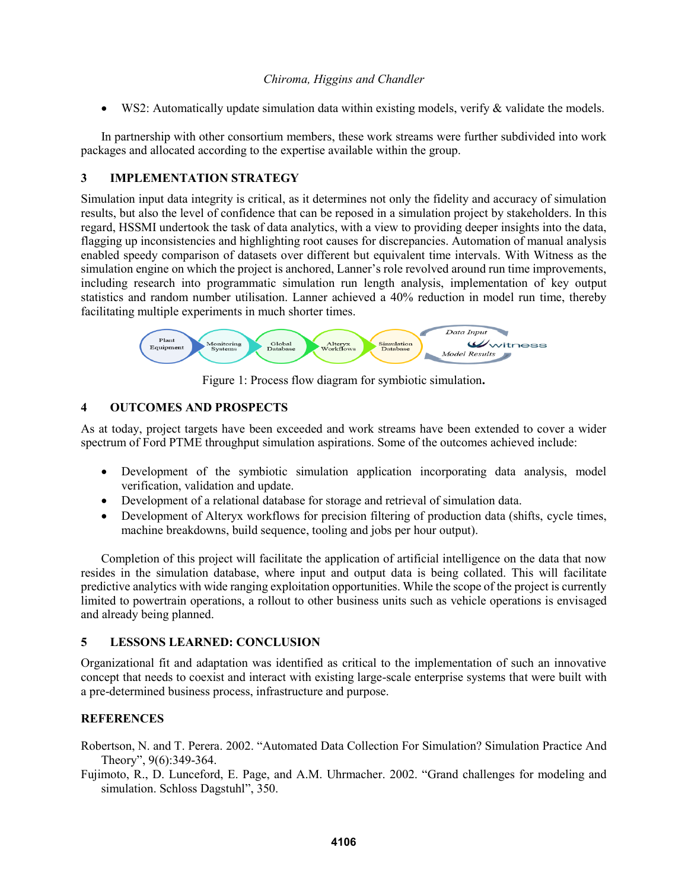- WS2: Automatically update simulation data within existing models, verify & validate the models.

In partnership with other consortium members, these work streams were further subdivided into work packages and allocated according to the expertise available within the group.

## 3 IMPLEMENTATION STRATEGY

Simulation input data integrity is critical, as it determines not only the fidelity and accuracy of simulation results, but also the level of confidence that can be reposed in a simulation project by stakeholders. In this regard, HSSMI undertook the task of data analytics, with a view to providing deeper insights into the data, flagging up inconsistencies and highlighting root causes for discrepancies. Automation of manual analysis enabled speedy comparison of datasets over different but equivalent time intervals. With Witness as the simulation engine on which the project is anchored, Lanner's role revolved around run time improvements, including research into programmatic simulation run length analysis, implementation of key output statistics and random number utilisation. Lanner achieved a 40% reduction in model run time, thereby facilitating multiple experiments in much shorter times.

Plant Equipment
Monitoring Systems
Global Database
Alteryx Workflows
Simulation Database
Data Input
witness
Model Results

Figure 1: Process flow diagram for symbiotic simulation**.**

## 4 OUTCOMES AND PROSPECTS

As at today, project targets have been exceeded and work streams have been extended to cover a wider spectrum of Ford PTME throughput simulation aspirations. Some of the outcomes achieved include:

- Development of the symbiotic simulation application incorporating data analysis, model verification, validation and update.
- Development of a relational database for storage and retrieval of simulation data.
- Development of Alteryx workflows for precision filtering of production data (shifts, cycle times, machine breakdowns, build sequence, tooling and jobs per hour output).

Completion of this project will facilitate the application of artificial intelligence on the data that now resides in the simulation database, where input and output data is being collated. This will facilitate predictive analytics with wide ranging exploitation opportunities. While the scope of the project is currently limited to powertrain operations, a rollout to other business units such as vehicle operations is envisaged and already being planned.

## 5 LESSONS LEARNED: CONCLUSION

Organizational fit and adaptation was identified as critical to the implementation of such an innovative concept that needs to coexist and interact with existing large-scale enterprise systems that were built with a pre-determined business process, infrastructure and purpose.

## REFERENCES

Robertson, N. and T. Perera. 2002. "Automated Data Collection For Simulation? Simulation Practice And Theory", 9(6):349-364.

Fujimoto, R., D. Lunceford, E. Page, and A.M. Uhrmacher. 2002. "Grand challenges for modeling and simulation. Schloss Dagstuhl", 350.